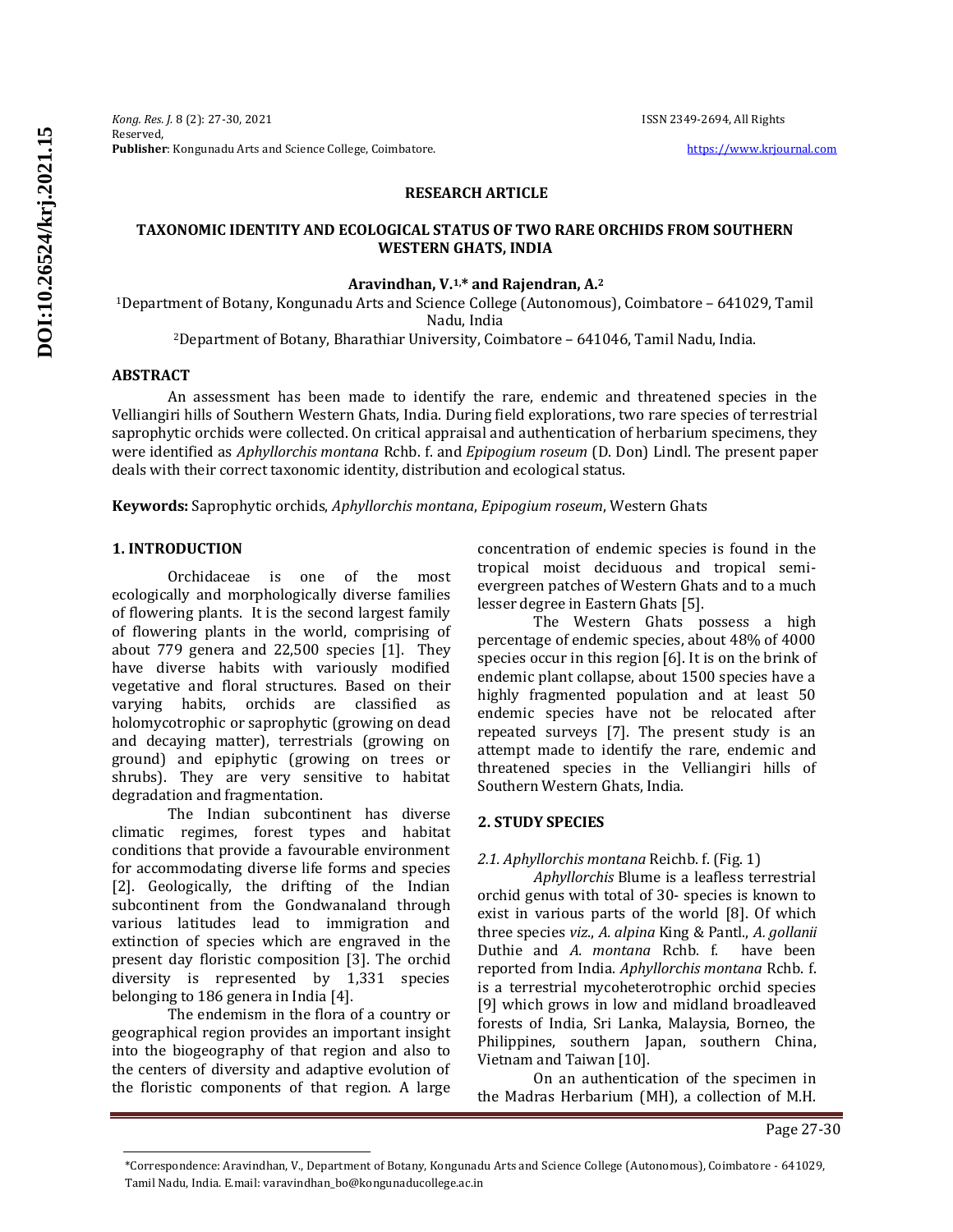**RESEARCH ARTICLE**

# TAXONOMIC IDENTITY AND ECOLOGICAL STATUS OF TWO RARE ORCHIDS FROM SOUTHERN WESTERN GHATS, INDIA

**Aravindhan, V.[1,*] and Rajendran, A.[2]**

[1]Department of Botany, Kongunadu Arts and Science College (Autonomous), Coimbatore – 641029, Tamil Nadu, India

[2]Department of Botany, Bharathiar University, Coimbatore – 641046, Tamil Nadu, India.

## ABSTRACT

An assessment has been made to identify the rare, endemic and threatened species in the Velliangiri hills of Southern Western Ghats, India. During field explorations, two rare species of terrestrial saprophytic orchids were collected. On critical appraisal and authentication of herbarium specimens, they were identified as *Aphyllorchis montana* Rchb. f. and *Epipogium roseum* (D. Don) Lindl. The present paper deals with their correct taxonomic identity, distribution and ecological status.

**Keywords:** Saprophytic orchids, *Aphyllorchis montana*, *Epipogium roseum*, Western Ghats

## 1. INTRODUCTION

Orchidaceae is one of the most ecologically and morphologically diverse families of flowering plants. It is the second largest family of flowering plants in the world, comprising of about 779 genera and 22,500 species [1]. They have diverse habits with variously modified vegetative and floral structures. Based on their varying habits, orchids are classified as holomycotrophic or saprophytic (growing on dead and decaying matter), terrestrials (growing on ground) and epiphytic (growing on trees or shrubs). They are very sensitive to habitat degradation and fragmentation.

The Indian subcontinent has diverse climatic regimes, forest types and habitat conditions that provide a favourable environment for accommodating diverse life forms and species [2]. Geologically, the drifting of the Indian subcontinent from the Gondwanaland through various latitudes lead to immigration and extinction of species which are engraved in the present day floristic composition [3]. The orchid diversity is represented by 1,331 species belonging to 186 genera in India [4].

The endemism in the flora of a country or geographical region provides an important insight into the biogeography of that region and also to the centers of diversity and adaptive evolution of the floristic components of that region. A large concentration of endemic species is found in the tropical moist deciduous and tropical semi-evergreen patches of Western Ghats and to a much lesser degree in Eastern Ghats [5].

The Western Ghats possess a high percentage of endemic species, about 48% of 4000 species occur in this region [6]. It is on the brink of endemic plant collapse, about 1500 species have a highly fragmented population and at least 50 endemic species have not be relocated after repeated surveys [7]. The present study is an attempt made to identify the rare, endemic and threatened species in the Velliangiri hills of Southern Western Ghats, India.

## 2. STUDY SPECIES

### *2.1. Aphyllorchis montana* Reichb. f. (Fig. 1)

*Aphyllorchis* Blume is a leafless terrestrial orchid genus with total of 30- species is known to exist in various parts of the world [8]. Of which three species *viz*., *A. alpina* King & Pantl., *A. gollanii* Duthie and *A. montana* Rchb. f. have been reported from India. *Aphyllorchis montana* Rchb. f. is a terrestrial mycoheterotrophic orchid species [9] which grows in low and midland broadleaved forests of India, Sri Lanka, Malaysia, Borneo, the Philippines, southern Japan, southern China, Vietnam and Taiwan [10].

On an authentication of the specimen in the Madras Herbarium (MH), a collection of M.H.

*Correspondence: Aravindhan, V., Department of Botany, Kongunadu Arts and Science College (Autonomous), Coimbatore - 641029, Tamil Nadu, India. E.mail: varavindhan_bo@kongunaducollege.ac.in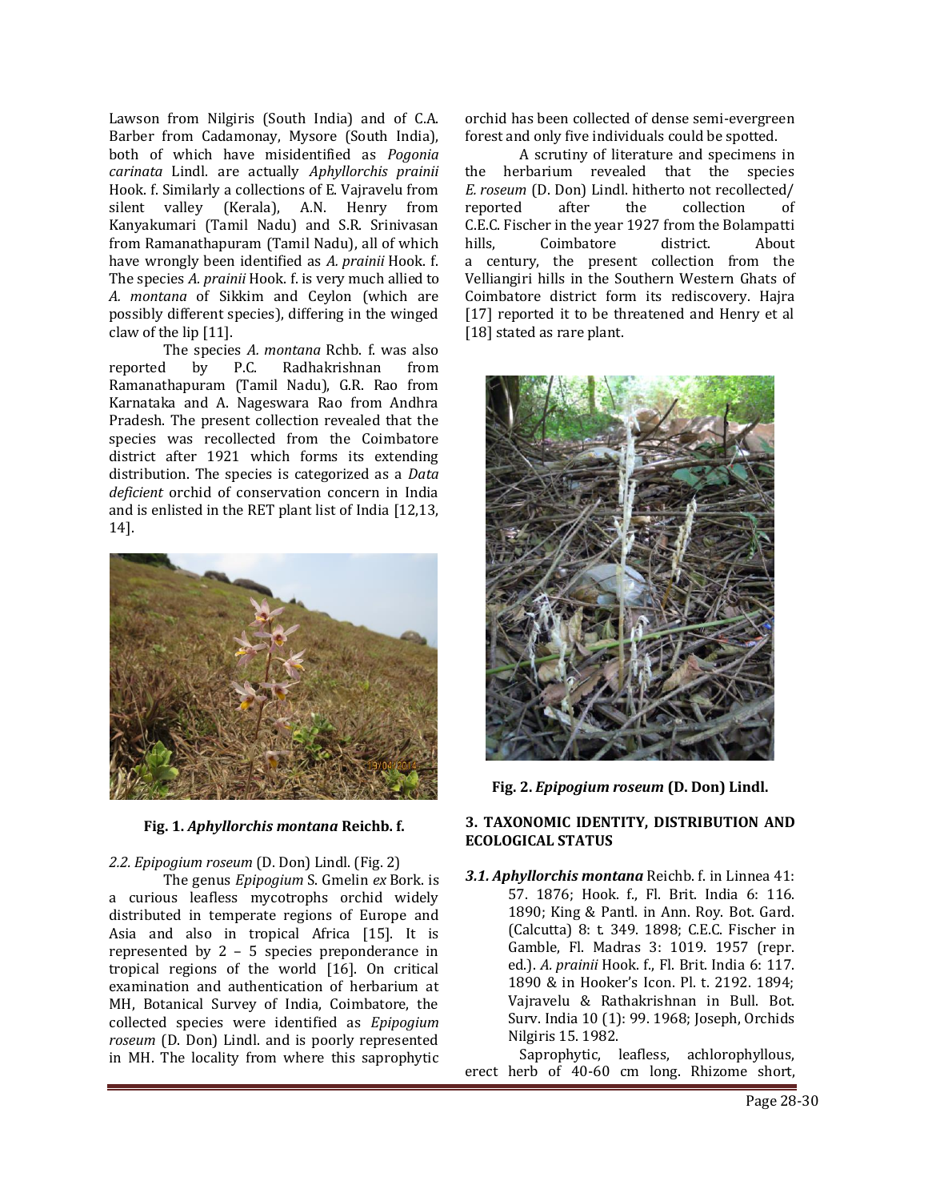Lawson from Nilgiris (South India) and of C.A. Barber from Cadamonay, Mysore (South India), both of which have misidentified as *Pogonia carinata* Lindl. are actually *Aphyllorchis prainii* Hook. f. Similarly a collections of E. Vajravelu from silent valley (Kerala), A.N. Henry from Kanyakumari (Tamil Nadu) and S.R. Srinivasan from Ramanathapuram (Tamil Nadu), all of which have wrongly been identified as *A. prainii* Hook. f. The species *A. prainii* Hook. f. is very much allied to *A. montana* of Sikkim and Ceylon (which are possibly different species), differing in the winged claw of the lip [11].

The species *A. montana* Rchb. f. was also reported by P.C. Radhakrishnan from Ramanathapuram (Tamil Nadu), G.R. Rao from Karnataka and A. Nageswara Rao from Andhra Pradesh. The present collection revealed that the species was recollected from the Coimbatore district after 1921 which forms its extending distribution. The species is categorized as a *Data deficient* orchid of conservation concern in India and is enlisted in the RET plant list of India [12,13, 14].

**Fig. 1.** ***Aphyllorchis montana*** **Reichb. f.**

*2.2. Epipogium roseum* (D. Don) Lindl. (Fig. 2)

The genus *Epipogium* S. Gmelin *ex* Bork. is a curious leafless mycotrophs orchid widely distributed in temperate regions of Europe and Asia and also in tropical Africa [15]. It is represented by 2 – 5 species preponderance in tropical regions of the world [16]. On critical examination and authentication of herbarium at MH, Botanical Survey of India, Coimbatore, the collected species were identified as *Epipogium roseum* (D. Don) Lindl. and is poorly represented in MH. The locality from where this saprophytic orchid has been collected of dense semi-evergreen forest and only five individuals could be spotted.

A scrutiny of literature and specimens in the herbarium revealed that the species *E. roseum* (D. Don) Lindl. hitherto not recollected/ reported after the collection of C.E.C. Fischer in the year 1927 from the Bolampatti hills, Coimbatore district. About a century, the present collection from the Velliangiri hills in the Southern Western Ghats of Coimbatore district form its rediscovery. Hajra [17] reported it to be threatened and Henry et al [18] stated as rare plant.

**Fig. 2.** ***Epipogium roseum*** **(D. Don) Lindl.**

## 3. TAXONOMIC IDENTITY, DISTRIBUTION AND ECOLOGICAL STATUS

***3.1. Aphyllorchis montana*** Reichb. f. in Linnea 41: 57. 1876; Hook. f., Fl. Brit. India 6: 116. 1890; King & Pantl. in Ann. Roy. Bot. Gard. (Calcutta) 8: t. 349. 1898; C.E.C. Fischer in Gamble, Fl. Madras 3: 1019. 1957 (repr. ed.). *A. prainii* Hook. f., Fl. Brit. India 6: 117. 1890 & in Hooker's Icon. Pl. t. 2192. 1894; Vajravelu & Rathakrishnan in Bull. Bot. Surv. India 10 (1): 99. 1968; Joseph, Orchids Nilgiris 15. 1982.

Saprophytic, leafless, achlorophyllous, erect herb of 40-60 cm long. Rhizome short,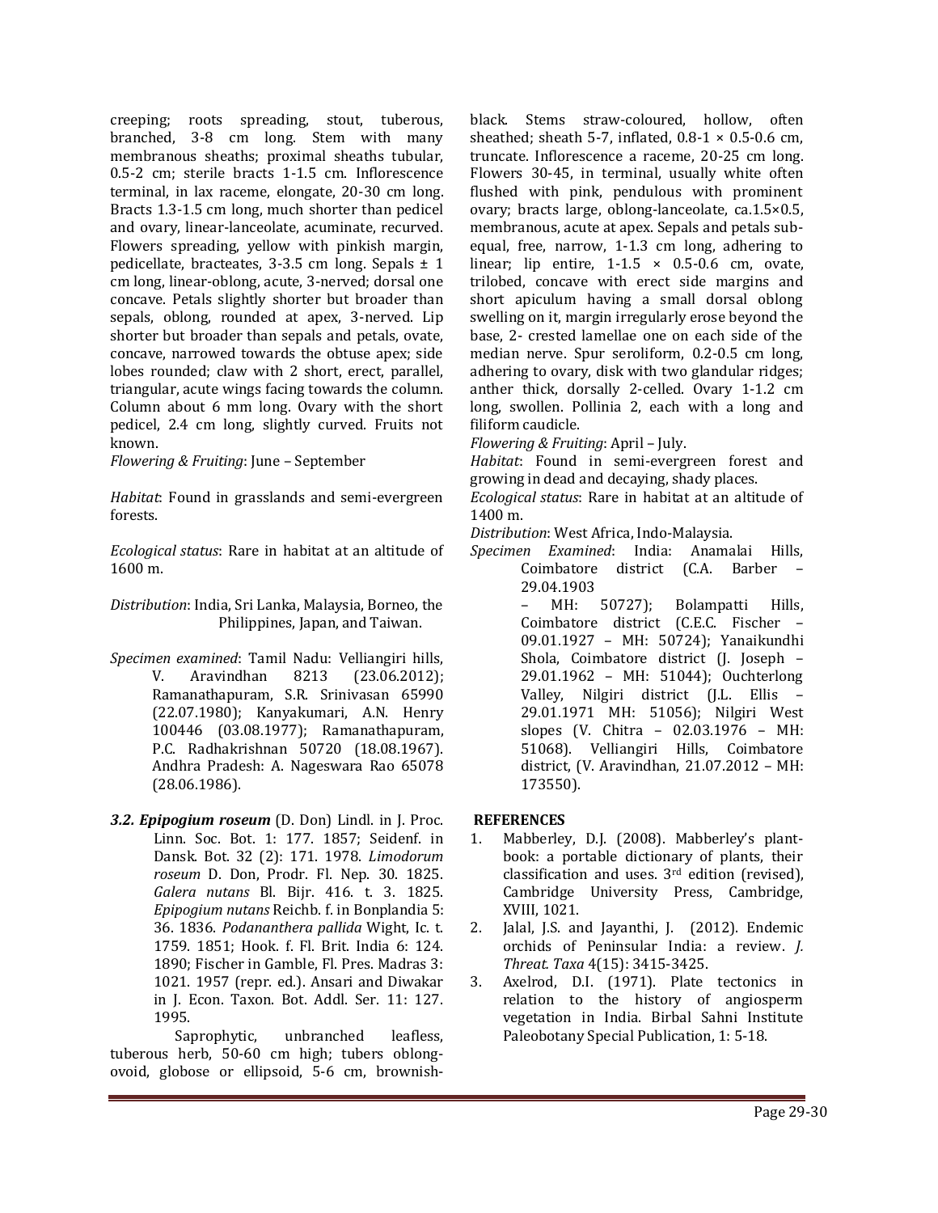creeping; roots spreading, stout, tuberous, branched, 3-8 cm long. Stem with many membranous sheaths; proximal sheaths tubular, 0.5-2 cm; sterile bracts 1-1.5 cm. Inflorescence terminal, in lax raceme, elongate, 20-30 cm long. Bracts 1.3-1.5 cm long, much shorter than pedicel and ovary, linear-lanceolate, acuminate, recurved. Flowers spreading, yellow with pinkish margin, pedicellate, bracteates, 3-3.5 cm long. Sepals ± 1 cm long, linear-oblong, acute, 3-nerved; dorsal one concave. Petals slightly shorter but broader than sepals, oblong, rounded at apex, 3-nerved. Lip shorter but broader than sepals and petals, ovate, concave, narrowed towards the obtuse apex; side lobes rounded; claw with 2 short, erect, parallel, triangular, acute wings facing towards the column. Column about 6 mm long. Ovary with the short pedicel, 2.4 cm long, slightly curved. Fruits not known.

*Flowering & Fruiting*: June – September

*Habitat*: Found in grasslands and semi-evergreen forests.

*Ecological status*: Rare in habitat at an altitude of 1600 m.

*Distribution*: India, Sri Lanka, Malaysia, Borneo, the Philippines, Japan, and Taiwan.

*Specimen examined*: Tamil Nadu: Velliangiri hills, V. Aravindhan 8213 (23.06.2012); Ramanathapuram, S.R. Srinivasan 65990 (22.07.1980); Kanyakumari, A.N. Henry 100446 (03.08.1977); Ramanathapuram, P.C. Radhakrishnan 50720 (18.08.1967). Andhra Pradesh: A. Nageswara Rao 65078 (28.06.1986).

***3.2. Epipogium roseum*** (D. Don) Lindl. in J. Proc. Linn. Soc. Bot. 1: 177. 1857; Seidenf. in Dansk. Bot. 32 (2): 171. 1978. *Limodorum roseum* D. Don, Prodr. Fl. Nep. 30. 1825. *Galera nutans* Bl. Bijr. 416. t. 3. 1825. *Epipogium nutans* Reichb. f. in Bonplandia 5: 36. 1836. *Podananthera pallida* Wight, Ic. t. 1759. 1851; Hook. f. Fl. Brit. India 6: 124. 1890; Fischer in Gamble, Fl. Pres. Madras 3: 1021. 1957 (repr. ed.). Ansari and Diwakar in J. Econ. Taxon. Bot. Addl. Ser. 11: 127. 1995.

Saprophytic, unbranched leafless, tuberous herb, 50-60 cm high; tubers oblong-ovoid, globose or ellipsoid, 5-6 cm, brownish-black. Stems straw-coloured, hollow, often sheathed; sheath 5-7, inflated, 0.8-1 × 0.5-0.6 cm, truncate. Inflorescence a raceme, 20-25 cm long. Flowers 30-45, in terminal, usually white often flushed with pink, pendulous with prominent ovary; bracts large, oblong-lanceolate, ca.1.5×0.5, membranous, acute at apex. Sepals and petals sub-equal, free, narrow, 1-1.3 cm long, adhering to linear; lip entire, 1-1.5 × 0.5-0.6 cm, ovate, trilobed, concave with erect side margins and short apiculum having a small dorsal oblong swelling on it, margin irregularly erose beyond the base, 2- crested lamellae one on each side of the median nerve. Spur seroliform, 0.2-0.5 cm long, adhering to ovary, disk with two glandular ridges; anther thick, dorsally 2-celled. Ovary 1-1.2 cm long, swollen. Pollinia 2, each with a long and filiform caudicle.

*Flowering & Fruiting*: April – July.

*Habitat*: Found in semi-evergreen forest and growing in dead and decaying, shady places.

*Ecological status*: Rare in habitat at an altitude of 1400 m.

*Distribution*: West Africa, Indo-Malaysia.

*Specimen Examined*: India: Anamalai Hills, Coimbatore district (C.A. Barber – 29.04.1903 – MH: 50727); Bolampatti Hills, Coimbatore district (C.E.C. Fischer – 09.01.1927 – MH: 50724); Yanaikundhi Shola, Coimbatore district (J. Joseph – 29.01.1962 – MH: 51044); Ouchterlong Valley, Nilgiri district (J.L. Ellis – 29.01.1971 MH: 51056); Nilgiri West slopes (V. Chitra – 02.03.1976 – MH: 51068). Velliangiri Hills, Coimbatore district, (V. Aravindhan, 21.07.2012 – MH: 173550).

## REFERENCES

1. Mabberley, D.J. (2008). Mabberley's plant-book: a portable dictionary of plants, their classification and uses. 3rd edition (revised), Cambridge University Press, Cambridge, XVIII, 1021.
2. Jalal, J.S. and Jayanthi, J. (2012). Endemic orchids of Peninsular India: a review. *J. Threat. Taxa* 4(15): 3415-3425.
3. Axelrod, D.I. (1971). Plate tectonics in relation to the history of angiosperm vegetation in India. Birbal Sahni Institute Paleobotany Special Publication, 1: 5-18.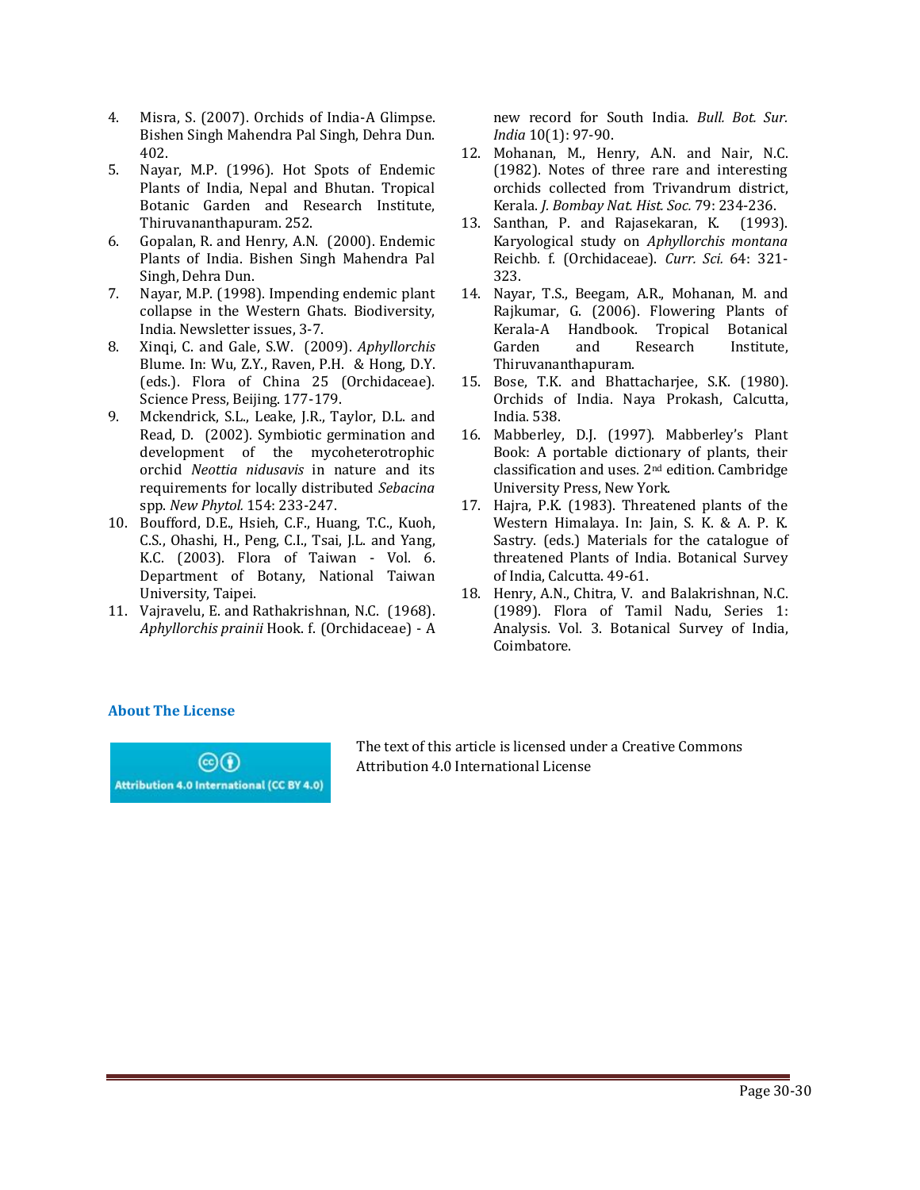4. Misra, S. (2007). Orchids of India-A Glimpse. Bishen Singh Mahendra Pal Singh, Dehra Dun. 402.
5. Nayar, M.P. (1996). Hot Spots of Endemic Plants of India, Nepal and Bhutan. Tropical Botanic Garden and Research Institute, Thiruvananthapuram. 252.
6. Gopalan, R. and Henry, A.N. (2000). Endemic Plants of India. Bishen Singh Mahendra Pal Singh, Dehra Dun.
7. Nayar, M.P. (1998). Impending endemic plant collapse in the Western Ghats. Biodiversity, India. Newsletter issues, 3-7.
8. Xinqi, C. and Gale, S.W. (2009). *Aphyllorchis* Blume. In: Wu, Z.Y., Raven, P.H. & Hong, D.Y. (eds.). Flora of China 25 (Orchidaceae). Science Press, Beijing. 177-179.
9. Mckendrick, S.L., Leake, J.R., Taylor, D.L. and Read, D. (2002). Symbiotic germination and development of the mycoheterotrophic orchid *Neottia nidusavis* in nature and its requirements for locally distributed *Sebacina* spp. *New Phytol.* 154: 233-247.
10. Boufford, D.E., Hsieh, C.F., Huang, T.C., Kuoh, C.S., Ohashi, H., Peng, C.I., Tsai, J.L. and Yang, K.C. (2003). Flora of Taiwan - Vol. 6. Department of Botany, National Taiwan University, Taipei.
11. Vajravelu, E. and Rathakrishnan, N.C. (1968). *Aphyllorchis prainii* Hook. f. (Orchidaceae) - A new record for South India. *Bull. Bot. Sur. India* 10(1): 97-90.
12. Mohanan, M., Henry, A.N. and Nair, N.C. (1982). Notes of three rare and interesting orchids collected from Trivandrum district, Kerala. *J. Bombay Nat. Hist. Soc.* 79: 234-236.
13. Santhan, P. and Rajasekaran, K. (1993). Karyological study on *Aphyllorchis montana* Reichb. f. (Orchidaceae). *Curr. Sci.* 64: 321-323.
14. Nayar, T.S., Beegam, A.R., Mohanan, M. and Rajkumar, G. (2006). Flowering Plants of Kerala-A Handbook. Tropical Botanical Garden and Research Institute, Thiruvananthapuram.
15. Bose, T.K. and Bhattacharjee, S.K. (1980). Orchids of India. Naya Prokash, Calcutta, India. 538.
16. Mabberley, D.J. (1997). Mabberley's Plant Book: A portable dictionary of plants, their classification and uses. 2nd edition. Cambridge University Press, New York.
17. Hajra, P.K. (1983). Threatened plants of the Western Himalaya. In: Jain, S. K. & A. P. K. Sastry. (eds.) Materials for the catalogue of threatened Plants of India. Botanical Survey of India, Calcutta. 49-61.
18. Henry, A.N., Chitra, V. and Balakrishnan, N.C. (1989). Flora of Tamil Nadu, Series 1: Analysis. Vol. 3. Botanical Survey of India, Coimbatore.

## About The License

Attribution 4.0 International (CC BY 4.0)

The text of this article is licensed under a Creative Commons Attribution 4.0 International License